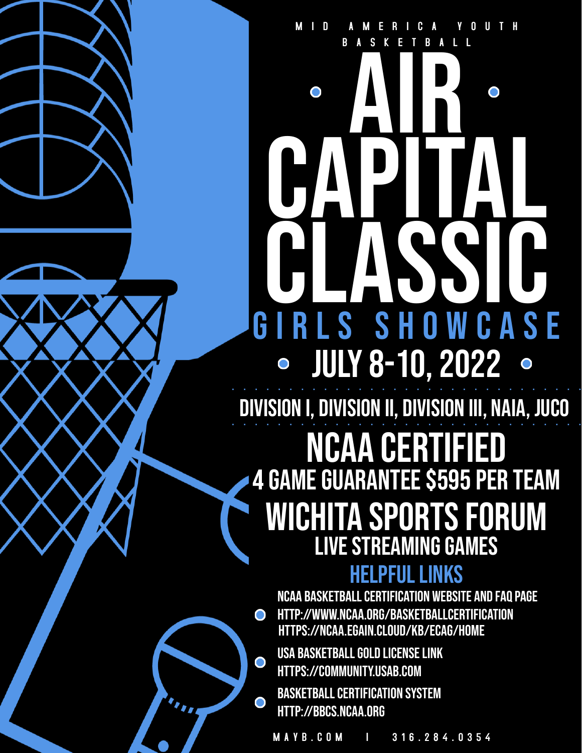MID AMERICA YOUTH BASKETBALL

# AIR CAPITAL CLASSIC

## GIRLS SHOWCASE

## JULY 8-10, 2022

DIVISION I, DIVISION II, DIVISION III, NAIA, JUCO

## NCAA CERTIFIED

### 4 GAME GUARANTEE $595 PER TEAM

## WICHITA SPORTS FORUM

### LIVE STREAMING GAMES

## HELPFUL LINKS

- NCAA BASKETBALL CERTIFICATION WEBSITE AND FAQ PAGE
  HTTP://WWW.NCAA.ORG/BASKETBALLCERTIFICATION
  HTTPS://NCAA.EGAIN.CLOUD/KB/ECAG/HOME
- USA BASKETBALL GOLD LICENSE LINK
  HTTPS://COMMUNITY.USAB.COM
- BASKETBALL CERTIFICATION SYSTEM
  HTTP://BBCS.NCAA.ORG

MAYB.COM | 316.284.0354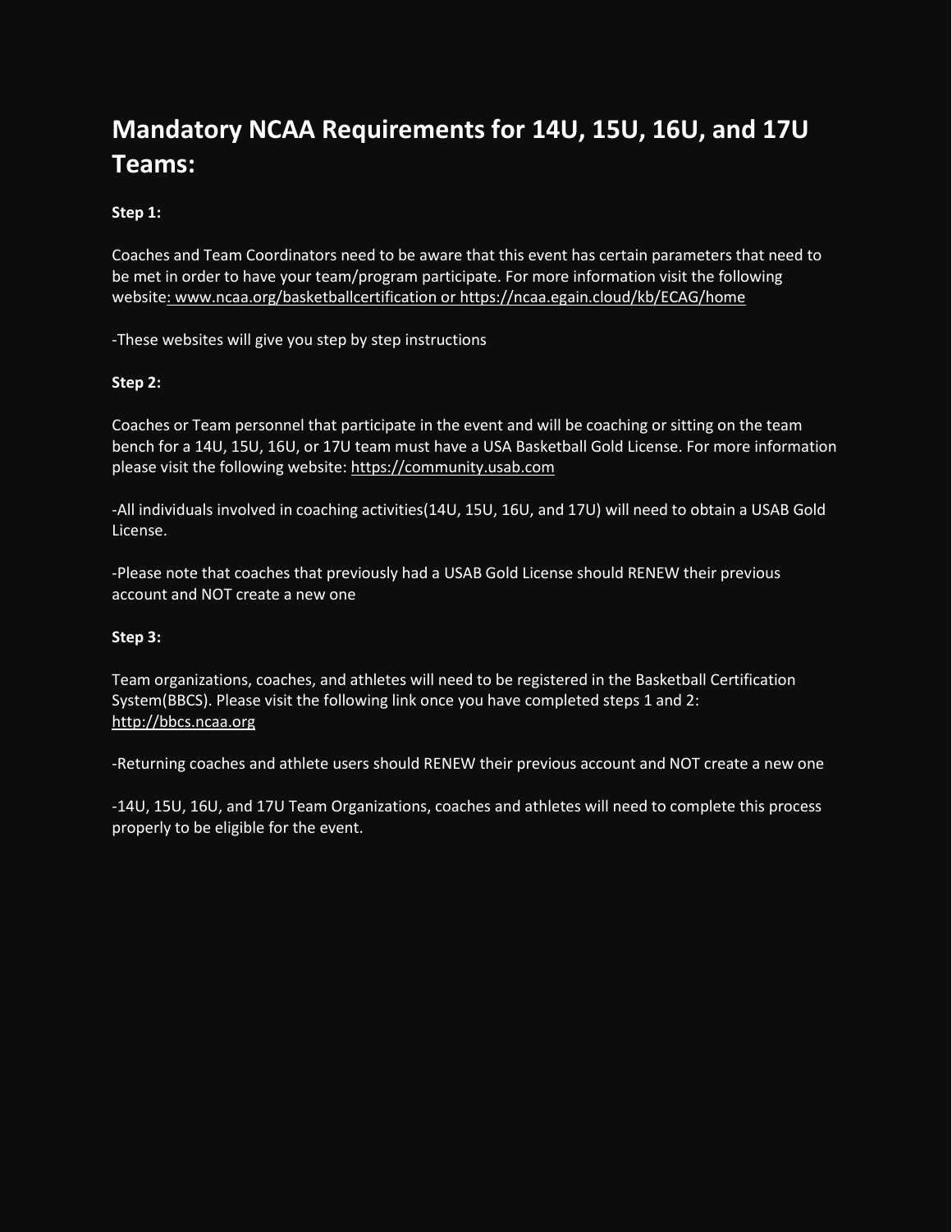# Mandatory NCAA Requirements for 14U, 15U, 16U, and 17U Teams:

**Step 1:**

Coaches and Team Coordinators need to be aware that this event has certain parameters that need to be met in order to have your team/program participate. For more information visit the following website: www.ncaa.org/basketballcertification or https://ncaa.egain.cloud/kb/ECAG/home

-These websites will give you step by step instructions

**Step 2:**

Coaches or Team personnel that participate in the event and will be coaching or sitting on the team bench for a 14U, 15U, 16U, or 17U team must have a USA Basketball Gold License. For more information please visit the following website: https://community.usab.com

-All individuals involved in coaching activities(14U, 15U, 16U, and 17U) will need to obtain a USAB Gold License.

-Please note that coaches that previously had a USAB Gold License should RENEW their previous account and NOT create a new one

**Step 3:**

Team organizations, coaches, and athletes will need to be registered in the Basketball Certification System(BBCS). Please visit the following link once you have completed steps 1 and 2: http://bbcs.ncaa.org

-Returning coaches and athlete users should RENEW their previous account and NOT create a new one

-14U, 15U, 16U, and 17U Team Organizations, coaches and athletes will need to complete this process properly to be eligible for the event.